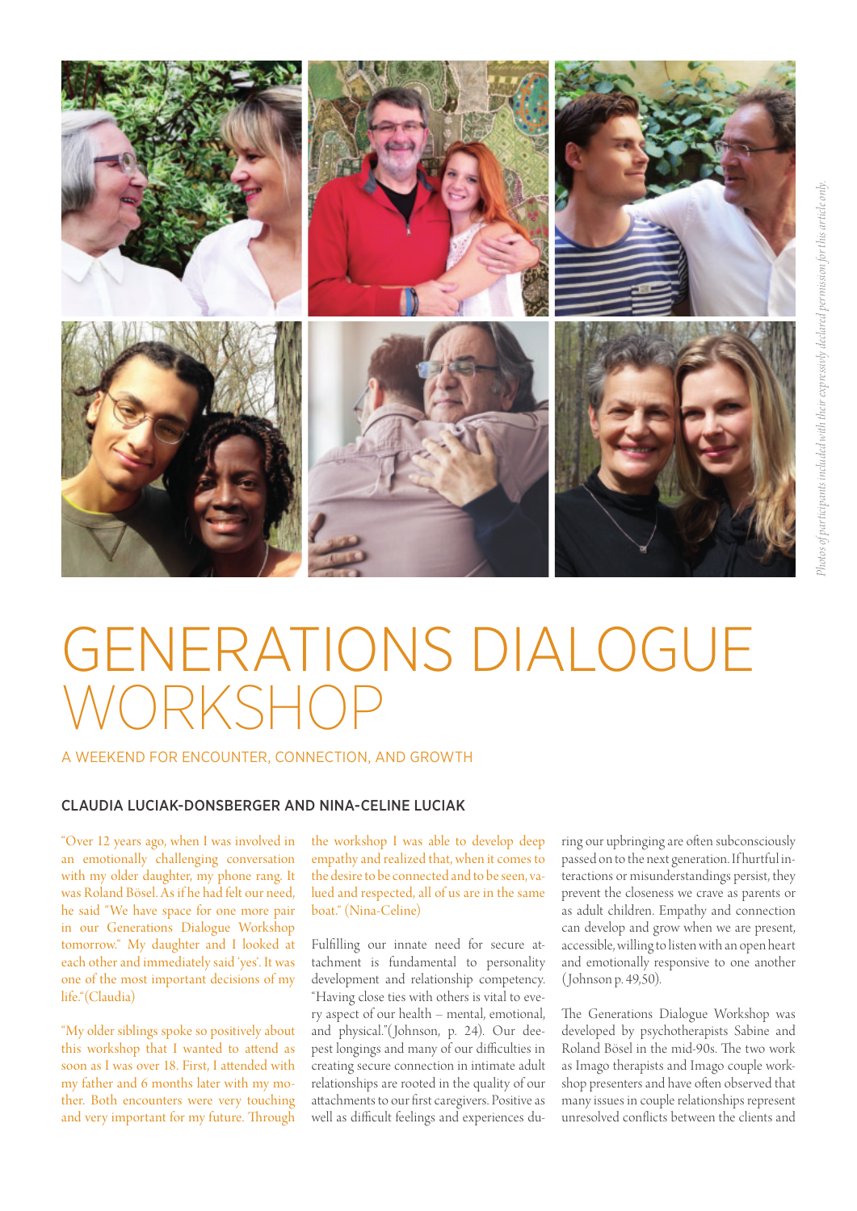*Photos of participants included with their expressively declared permission for this article only.*

# GENERATIONS DIALOGUE WORKSHOP

## A WEEKEND FOR ENCOUNTER, CONNECTION, AND GROWTH

### CLAUDIA LUCIAK-DONSBERGER AND NINA-CELINE LUCIAK

"Over 12 years ago, when I was involved in an emotionally challenging conversation with my older daughter, my phone rang. It was Roland Bösel. As if he had felt our need, he said "We have space for one more pair in our Generations Dialogue Workshop tomorrow." My daughter and I looked at each other and immediately said 'yes'. It was one of the most important decisions of my life."(Claudia)

"My older siblings spoke so positively about this workshop that I wanted to attend as soon as I was over 18. First, I attended with my father and 6 months later with my mother. Both encounters were very touching and very important for my future. Through the workshop I was able to develop deep empathy and realized that, when it comes to the desire to be connected and to be seen, valued and respected, all of us are in the same boat." (Nina-Celine)

Fulfilling our innate need for secure attachment is fundamental to personality development and relationship competency. "Having close ties with others is vital to every aspect of our health – mental, emotional, and physical."(Johnson, p. 24). Our deepest longings and many of our difficulties in creating secure connection in intimate adult relationships are rooted in the quality of our attachments to our first caregivers. Positive as well as difficult feelings and experiences during our upbringing are often subconsciously passed on to the next generation. If hurtful interactions or misunderstandings persist, they prevent the closeness we crave as parents or as adult children. Empathy and connection can develop and grow when we are present, accessible, willing to listen with an open heart and emotionally responsive to one another (Johnson p. 49,50).

The Generations Dialogue Workshop was developed by psychotherapists Sabine and Roland Bösel in the mid-90s. The two work as Imago therapists and Imago couple workshop presenters and have often observed that many issues in couple relationships represent unresolved conflicts between the clients and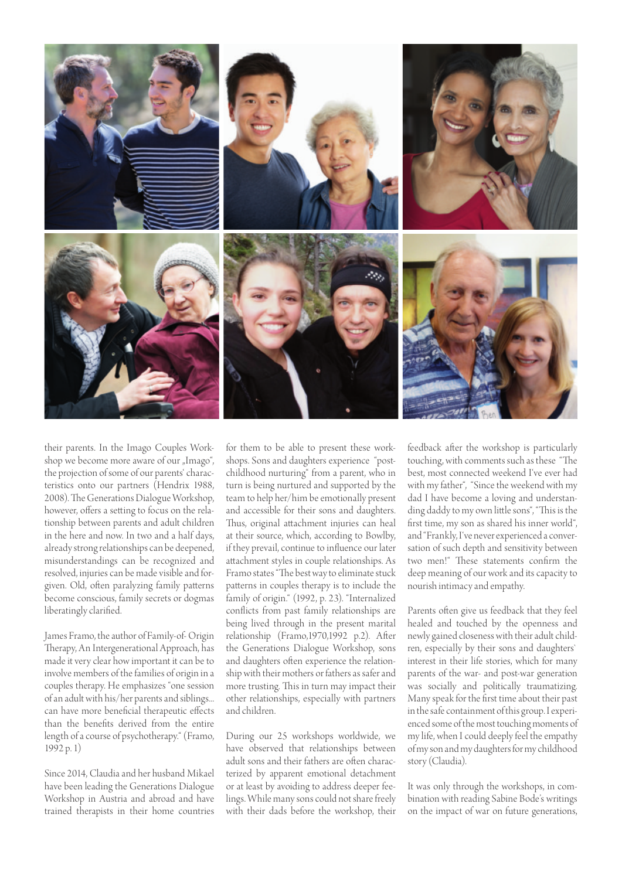their parents. In the Imago Couples Workshop we become more aware of our „Imago", the projection of some of our parents' characteristics onto our partners (Hendrix 1988, 2008). The Generations Dialogue Workshop, however, offers a setting to focus on the relationship between parents and adult children in the here and now. In two and a half days, already strong relationships can be deepened, misunderstandings can be recognized and resolved, injuries can be made visible and forgiven. Old, often paralyzing family patterns become conscious, family secrets or dogmas liberatingly clarified.

James Framo, the author of Family-of- Origin Therapy, An Intergenerational Approach, has made it very clear how important it can be to involve members of the families of origin in a couples therapy. He emphasizes "one session of an adult with his/her parents and siblings... can have more beneficial therapeutic effects than the benefits derived from the entire length of a course of psychotherapy." (Framo, 1992 p. 1)

Since 2014, Claudia and her husband Mikael have been leading the Generations Dialogue Workshop in Austria and abroad and have trained therapists in their home countries for them to be able to present these workshops. Sons and daughters experience "post-childhood nurturing" from a parent, who in turn is being nurtured and supported by the team to help her/him be emotionally present and accessible for their sons and daughters. Thus, original attachment injuries can heal at their source, which, according to Bowlby, if they prevail, continue to influence our later attachment styles in couple relationships. As Framo states "The best way to eliminate stuck patterns in couples therapy is to include the family of origin." (1992, p. 23). "Internalized conflicts from past family relationships are being lived through in the present marital relationship (Framo,1970,1992 p.2). After the Generations Dialogue Workshop, sons and daughters often experience the relationship with their mothers or fathers as safer and more trusting. This in turn may impact their other relationships, especially with partners and children.

During our 25 workshops worldwide, we have observed that relationships between adult sons and their fathers are often characterized by apparent emotional detachment or at least by avoiding to address deeper feelings. While many sons could not share freely with their dads before the workshop, their feedback after the workshop is particularly touching, with comments such as these "The best, most connected weekend I've ever had with my father", "Since the weekend with my dad I have become a loving and understanding daddy to my own little sons", "This is the first time, my son as shared his inner world", and "Frankly, I've never experienced a conversation of such depth and sensitivity between two men!" These statements confirm the deep meaning of our work and its capacity to nourish intimacy and empathy.

Parents often give us feedback that they feel healed and touched by the openness and newly gained closeness with their adult children, especially by their sons and daughters` interest in their life stories, which for many parents of the war- and post-war generation was socially and politically traumatizing. Many speak for the first time about their past in the safe containment of this group. I experienced some of the most touching moments of my life, when I could deeply feel the empathy of my son and my daughters for my childhood story (Claudia).

It was only through the workshops, in combination with reading Sabine Bode's writings on the impact of war on future generations,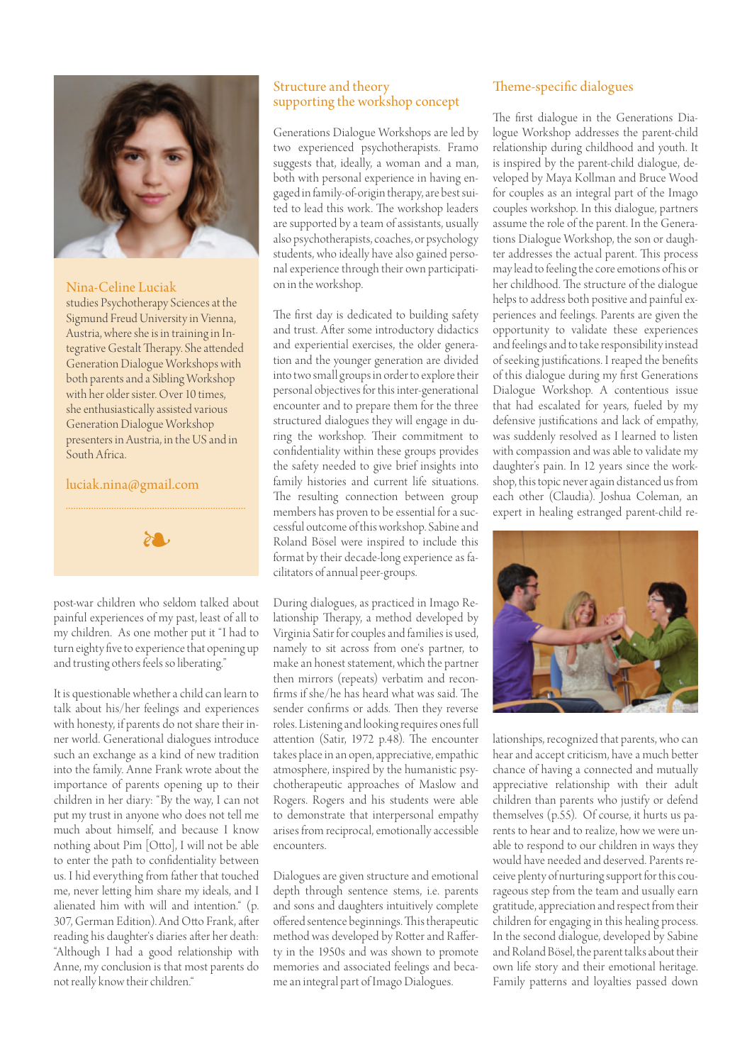**Nina-Celine Luciak** studies Psychotherapy Sciences at the Sigmund Freud University in Vienna, Austria, where she is in training in Integrative Gestalt Therapy. She attended Generation Dialogue Workshops with both parents and a Sibling Workshop with her older sister. Over 10 times, she enthusiastically assisted various Generation Dialogue Workshop presenters in Austria, in the US and in South Africa.

luciak.nina@gmail.com

❧

post-war children who seldom talked about painful experiences of my past, least of all to my children. As one mother put it "I had to turn eighty five to experience that opening up and trusting others feels so liberating."

It is questionable whether a child can learn to talk about his/her feelings and experiences with honesty, if parents do not share their inner world. Generational dialogues introduce such an exchange as a kind of new tradition into the family. Anne Frank wrote about the importance of parents opening up to their children in her diary: "By the way, I can not put my trust in anyone who does not tell me much about himself, and because I know nothing about Pim [Otto], I will not be able to enter the path to confidentiality between us. I hid everything from father that touched me, never letting him share my ideals, and I alienated him with will and intention." (p. 307, German Edition). And Otto Frank, after reading his daughter's diaries after her death: "Although I had a good relationship with Anne, my conclusion is that most parents do not really know their children."

## Structure and theory supporting the workshop concept

Generations Dialogue Workshops are led by two experienced psychotherapists. Framo suggests that, ideally, a woman and a man, both with personal experience in having engaged in family-of-origin therapy, are best suited to lead this work. The workshop leaders are supported by a team of assistants, usually also psychotherapists, coaches, or psychology students, who ideally have also gained personal experience through their own participation in the workshop.

The first day is dedicated to building safety and trust. After some introductory didactics and experiential exercises, the older generation and the younger generation are divided into two small groups in order to explore their personal objectives for this inter-generational encounter and to prepare them for the three structured dialogues they will engage in during the workshop. Their commitment to confidentiality within these groups provides the safety needed to give brief insights into family histories and current life situations. The resulting connection between group members has proven to be essential for a successful outcome of this workshop. Sabine and Roland Bösel were inspired to include this format by their decade-long experience as facilitators of annual peer-groups.

During dialogues, as practiced in Imago Relationship Therapy, a method developed by Virginia Satir for couples and families is used, namely to sit across from one's partner, to make an honest statement, which the partner then mirrors (repeats) verbatim and reconfirms if she/he has heard what was said. The sender confirms or adds. Then they reverse roles. Listening and looking requires ones full attention (Satir, 1972 p.48). The encounter takes place in an open, appreciative, empathic atmosphere, inspired by the humanistic psychotherapeutic approaches of Maslow and Rogers. Rogers and his students were able to demonstrate that interpersonal empathy arises from reciprocal, emotionally accessible encounters.

Dialogues are given structure and emotional depth through sentence stems, i.e. parents and sons and daughters intuitively complete offered sentence beginnings. This therapeutic method was developed by Rotter and Rafferty in the 1950s and was shown to promote memories and associated feelings and became an integral part of Imago Dialogues.

## Theme-specific dialogues

The first dialogue in the Generations Dialogue Workshop addresses the parent-child relationship during childhood and youth. It is inspired by the parent-child dialogue, developed by Maya Kollman and Bruce Wood for couples as an integral part of the Imago couples workshop. In this dialogue, partners assume the role of the parent. In the Generations Dialogue Workshop, the son or daughter addresses the actual parent. This process may lead to feeling the core emotions of his or her childhood. The structure of the dialogue helps to address both positive and painful experiences and feelings. Parents are given the opportunity to validate these experiences and feelings and to take responsibility instead of seeking justifications. I reaped the benefits of this dialogue during my first Generations Dialogue Workshop. A contentious issue that had escalated for years, fueled by my defensive justifications and lack of empathy, was suddenly resolved as I learned to listen with compassion and was able to validate my daughter's pain. In 12 years since the workshop, this topic never again distanced us from each other (Claudia). Joshua Coleman, an expert in healing estranged parent-child relationships, recognized that parents, who can hear and accept criticism, have a much better chance of having a connected and mutually appreciative relationship with their adult children than parents who justify or defend themselves (p.55). Of course, it hurts us parents to hear and to realize, how we were unable to respond to our children in ways they would have needed and deserved. Parents receive plenty of nurturing support for this courageous step from the team and usually earn gratitude, appreciation and respect from their children for engaging in this healing process. In the second dialogue, developed by Sabine and Roland Bösel, the parent talks about their own life story and their emotional heritage. Family patterns and loyalties passed down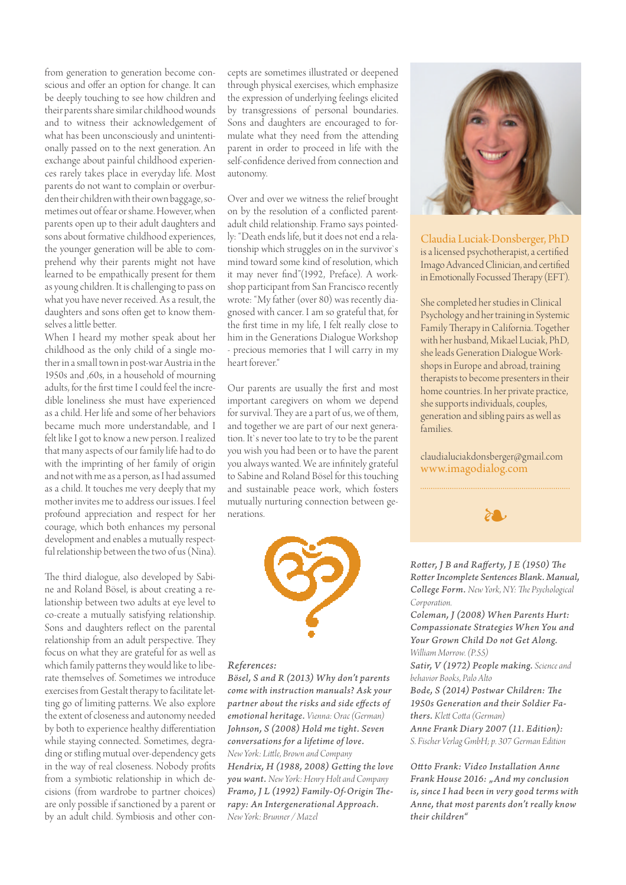from generation to generation become conscious and offer an option for change. It can be deeply touching to see how children and their parents share similar childhood wounds and to witness their acknowledgement of what has been unconsciously and unintentionally passed on to the next generation. An exchange about painful childhood experiences rarely takes place in everyday life. Most parents do not want to complain or overburden their children with their own baggage, sometimes out of fear or shame. However, when parents open up to their adult daughters and sons about formative childhood experiences, the younger generation will be able to comprehend why their parents might not have learned to be empathically present for them as young children. It is challenging to pass on what you have never received. As a result, the daughters and sons often get to know themselves a little better.

When I heard my mother speak about her childhood as the only child of a single mother in a small town in post-war Austria in the 1950s and ‚60s, in a household of mourning adults, for the first time I could feel the incredible loneliness she must have experienced as a child. Her life and some of her behaviors became much more understandable, and I felt like I got to know a new person. I realized that many aspects of our family life had to do with the imprinting of her family of origin and not with me as a person, as I had assumed as a child. It touches me very deeply that my mother invites me to address our issues. I feel profound appreciation and respect for her courage, which both enhances my personal development and enables a mutually respectful relationship between the two of us (Nina).

The third dialogue, also developed by Sabine and Roland Bösel, is about creating a relationship between two adults at eye level to co-create a mutually satisfying relationship. Sons and daughters reflect on the parental relationship from an adult perspective. They focus on what they are grateful for as well as which family patterns they would like to liberate themselves of. Sometimes we introduce exercises from Gestalt therapy to facilitate letting go of limiting patterns. We also explore the extent of closeness and autonomy needed by both to experience healthy differentiation while staying connected. Sometimes, degrading or stifling mutual over-dependency gets in the way of real closeness. Nobody profits from a symbiotic relationship in which decisions (from wardrobe to partner choices) are only possible if sanctioned by a parent or by an adult child. Symbiosis and other concepts are sometimes illustrated or deepened through physical exercises, which emphasize the expression of underlying feelings elicited by transgressions of personal boundaries. Sons and daughters are encouraged to formulate what they need from the attending parent in order to proceed in life with the self-confidence derived from connection and autonomy.

Over and over we witness the relief brought on by the resolution of a conflicted parent-adult child relationship. Framo says pointedly: "Death ends life, but it does not end a relationship which struggles on in the survivor`s mind toward some kind of resolution, which it may never find"(1992, Preface). A workshop participant from San Francisco recently wrote: "My father (over 80) was recently diagnosed with cancer. I am so grateful that, for the first time in my life, I felt really close to him in the Generations Dialogue Workshop - precious memories that I will carry in my heart forever."

Our parents are usually the first and most important caregivers on whom we depend for survival. They are a part of us, we of them, and together we are part of our next generation. It`s never too late to try to be the parent you wish you had been or to have the parent you always wanted. We are infinitely grateful to Sabine and Roland Bösel for this touching and sustainable peace work, which fosters mutually nurturing connection between generations.

### *References:*

***Bösel, S and R (2013) Why don't parents come with instruction manuals? Ask your partner about the risks and side effects of emotional heritage.*** *Vienna: Orac (German)*

***Johnson, S (2008) Hold me tight. Seven conversations for a lifetime of love.*** *New York: Little, Brown and Company*

***Hendrix, H (1988, 2008) Getting the love you want.*** *New York: Henry Holt and Company*

***Framo, J L (1992) Family-Of-Origin Therapy: An Intergenerational Approach.*** *New York: Brunner / Mazel*

***Rotter, J B and Rafferty, J E (1950) The Rotter Incomplete Sentences Blank. Manual, College Form.*** *New York, NY: The Psychological Corporation.*

***Coleman, J (2008) When Parents Hurt: Compassionate Strategies When You and Your Grown Child Do not Get Along.*** *William Morrow. (P.55)*

***Satir, V (1972) People making.*** *Science and behavior Books, Palo Alto*

***Bode, S (2014) Postwar Children: The 1950s Generation and their Soldier Fathers.*** *Klett Cotta (German)*

***Anne Frank Diary 2007 (11. Edition):*** *S. Fischer Verlag GmbH; p. 307 German Edition*

***Otto Frank: Video Installation Anne Frank House 2016: „And my conclusion is, since I had been in very good terms with Anne, that most parents don't really know their children"***

---

**Claudia Luciak-Donsberger, PhD** is a licensed psychotherapist, a certified Imago Advanced Clinician, and certified in Emotionally Focussed Therapy (EFT).

She completed her studies in Clinical Psychology and her training in Systemic Family Therapy in California. Together with her husband, Mikael Luciak, PhD, she leads Generation Dialogue Workshops in Europe and abroad, training therapists to become presenters in their home countries. In her private practice, she supports individuals, couples, generation and sibling pairs as well as families.

claudialuciakdonsberger@gmail.com
www.imagodialog.com